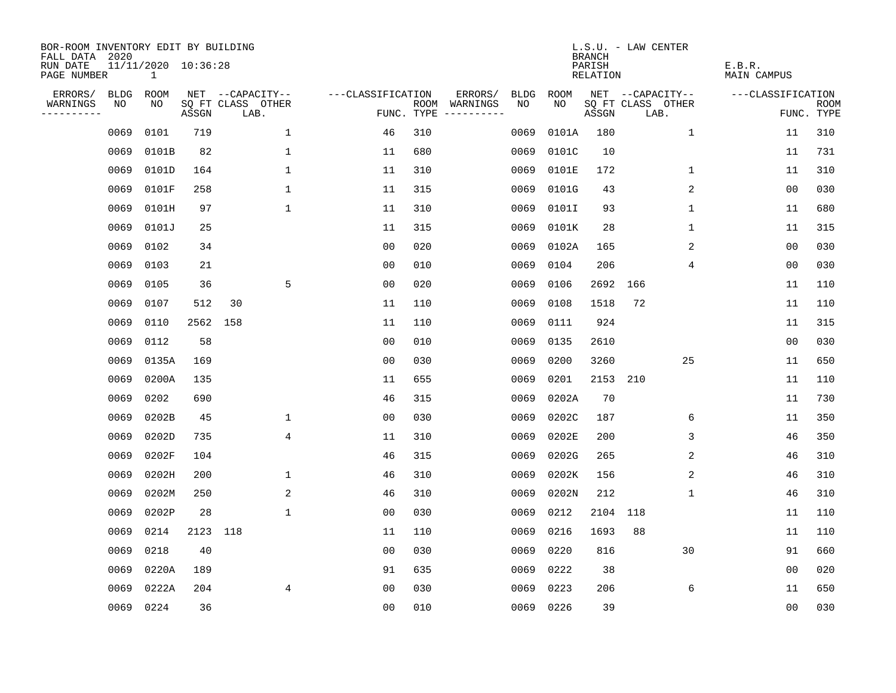BOR-ROOM INVENTORY EDIT BY BUILDING
FALL DATA 2020
RUN DATE 11/11/2020 10:36:28
PAGE NUMBER 1

L.S.U. - LAW CENTER
BRANCH
PARISH E.B.R.
RELATION MAIN CAMPUS

| ERRORS/ WARNINGS | BLDG NO | ROOM NO | NET SQ FT ASSGN | CAPACITY CLASS | CAPACITY OTHER LAB. | CLASSIFICATION FUNC. | ROOM TYPE | ERRORS/ WARNINGS | BLDG NO | ROOM NO | NET SQ FT ASSGN | CAPACITY CLASS | CAPACITY OTHER LAB. | CLASSIFICATION FUNC. | ROOM TYPE |
|---|---|---|---|---|---|---|---|---|---|---|---|---|---|---|---|
| | 0069 | 0101 | 719 | | 1 | 46 | 310 | | 0069 | 0101A | 180 | | 1 | 11 | 310 |
| | 0069 | 0101B | 82 | | 1 | 11 | 680 | | 0069 | 0101C | 10 | | | 11 | 731 |
| | 0069 | 0101D | 164 | | 1 | 11 | 310 | | 0069 | 0101E | 172 | | 1 | 11 | 310 |
| | 0069 | 0101F | 258 | | 1 | 11 | 315 | | 0069 | 0101G | 43 | | 2 | 00 | 030 |
| | 0069 | 0101H | 97 | | 1 | 11 | 310 | | 0069 | 0101I | 93 | | 1 | 11 | 680 |
| | 0069 | 0101J | 25 | | | 11 | 315 | | 0069 | 0101K | 28 | | 1 | 11 | 315 |
| | 0069 | 0102 | 34 | | | 00 | 020 | | 0069 | 0102A | 165 | | 2 | 00 | 030 |
| | 0069 | 0103 | 21 | | | 00 | 010 | | 0069 | 0104 | 206 | | 4 | 00 | 030 |
| | 0069 | 0105 | 36 | | 5 | 00 | 020 | | 0069 | 0106 | 2692 | 166 | | 11 | 110 |
| | 0069 | 0107 | 512 | 30 | | 11 | 110 | | 0069 | 0108 | 1518 | 72 | | 11 | 110 |
| | 0069 | 0110 | 2562 | 158 | | 11 | 110 | | 0069 | 0111 | 924 | | | 11 | 315 |
| | 0069 | 0112 | 58 | | | 00 | 010 | | 0069 | 0135 | 2610 | | | 00 | 030 |
| | 0069 | 0135A | 169 | | | 00 | 030 | | 0069 | 0200 | 3260 | | 25 | 11 | 650 |
| | 0069 | 0200A | 135 | | | 11 | 655 | | 0069 | 0201 | 2153 | 210 | | 11 | 110 |
| | 0069 | 0202 | 690 | | | 46 | 315 | | 0069 | 0202A | 70 | | | 11 | 730 |
| | 0069 | 0202B | 45 | | 1 | 00 | 030 | | 0069 | 0202C | 187 | | 6 | 11 | 350 |
| | 0069 | 0202D | 735 | | 4 | 11 | 310 | | 0069 | 0202E | 200 | | 3 | 46 | 350 |
| | 0069 | 0202F | 104 | | | 46 | 315 | | 0069 | 0202G | 265 | | 2 | 46 | 310 |
| | 0069 | 0202H | 200 | | 1 | 46 | 310 | | 0069 | 0202K | 156 | | 2 | 46 | 310 |
| | 0069 | 0202M | 250 | | 2 | 46 | 310 | | 0069 | 0202N | 212 | | 1 | 46 | 310 |
| | 0069 | 0202P | 28 | | 1 | 00 | 030 | | 0069 | 0212 | 2104 | 118 | | 11 | 110 |
| | 0069 | 0214 | 2123 | 118 | | 11 | 110 | | 0069 | 0216 | 1693 | 88 | | 11 | 110 |
| | 0069 | 0218 | 40 | | | 00 | 030 | | 0069 | 0220 | 816 | | 30 | 91 | 660 |
| | 0069 | 0220A | 189 | | | 91 | 635 | | 0069 | 0222 | 38 | | | 00 | 020 |
| | 0069 | 0222A | 204 | | 4 | 00 | 030 | | 0069 | 0223 | 206 | | 6 | 11 | 650 |
| | 0069 | 0224 | 36 | | | 00 | 010 | | 0069 | 0226 | 39 | | | 00 | 030 |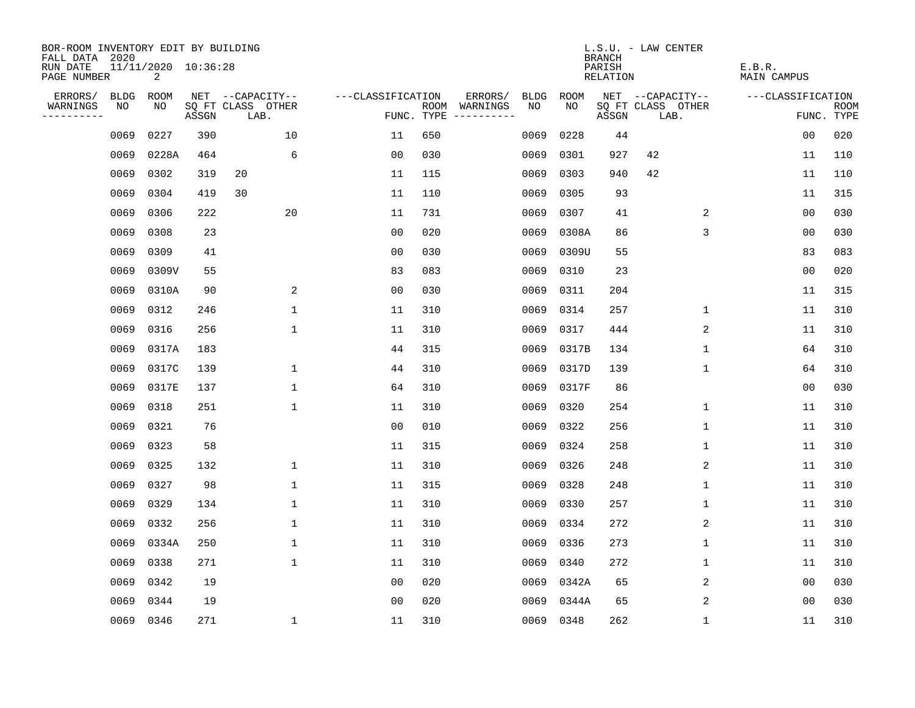BOR-ROOM INVENTORY EDIT BY BUILDING
FALL DATA 2020
RUN DATE 11/11/2020 10:36:28
PAGE NUMBER 2

L.S.U. - LAW CENTER
BRANCH
PARISH E.B.R.
RELATION MAIN CAMPUS

| ERRORS/ WARNINGS | BLDG NO | ROOM NO | NET SQ FT ASSGN | CAPACITY CLASS | CAPACITY OTHER LAB. | CLASSIFICATION FUNC. | ROOM TYPE | ERRORS/ WARNINGS | BLDG NO | ROOM NO | NET SQ FT ASSGN | CAPACITY CLASS | CAPACITY OTHER LAB. | CLASSIFICATION FUNC. | ROOM TYPE |
|---|---|---|---|---|---|---|---|---|---|---|---|---|---|---|---|
| | 0069 | 0227 | 390 | | 10 | 11 | 650 | | 0069 | 0228 | 44 | | | 00 | 020 |
| | 0069 | 0228A | 464 | | 6 | 00 | 030 | | 0069 | 0301 | 927 | 42 | | 11 | 110 |
| | 0069 | 0302 | 319 | 20 | | 11 | 115 | | 0069 | 0303 | 940 | 42 | | 11 | 110 |
| | 0069 | 0304 | 419 | 30 | | 11 | 110 | | 0069 | 0305 | 93 | | | 11 | 315 |
| | 0069 | 0306 | 222 | | 20 | 11 | 731 | | 0069 | 0307 | 41 | | 2 | 00 | 030 |
| | 0069 | 0308 | 23 | | | 00 | 020 | | 0069 | 0308A | 86 | | 3 | 00 | 030 |
| | 0069 | 0309 | 41 | | | 00 | 030 | | 0069 | 0309U | 55 | | | 83 | 083 |
| | 0069 | 0309V | 55 | | | 83 | 083 | | 0069 | 0310 | 23 | | | 00 | 020 |
| | 0069 | 0310A | 90 | | 2 | 00 | 030 | | 0069 | 0311 | 204 | | | 11 | 315 |
| | 0069 | 0312 | 246 | | 1 | 11 | 310 | | 0069 | 0314 | 257 | | 1 | 11 | 310 |
| | 0069 | 0316 | 256 | | 1 | 11 | 310 | | 0069 | 0317 | 444 | | 2 | 11 | 310 |
| | 0069 | 0317A | 183 | | | 44 | 315 | | 0069 | 0317B | 134 | | 1 | 64 | 310 |
| | 0069 | 0317C | 139 | | 1 | 44 | 310 | | 0069 | 0317D | 139 | | 1 | 64 | 310 |
| | 0069 | 0317E | 137 | | 1 | 64 | 310 | | 0069 | 0317F | 86 | | | 00 | 030 |
| | 0069 | 0318 | 251 | | 1 | 11 | 310 | | 0069 | 0320 | 254 | | 1 | 11 | 310 |
| | 0069 | 0321 | 76 | | | 00 | 010 | | 0069 | 0322 | 256 | | 1 | 11 | 310 |
| | 0069 | 0323 | 58 | | | 11 | 315 | | 0069 | 0324 | 258 | | 1 | 11 | 310 |
| | 0069 | 0325 | 132 | | 1 | 11 | 310 | | 0069 | 0326 | 248 | | 2 | 11 | 310 |
| | 0069 | 0327 | 98 | | 1 | 11 | 315 | | 0069 | 0328 | 248 | | 1 | 11 | 310 |
| | 0069 | 0329 | 134 | | 1 | 11 | 310 | | 0069 | 0330 | 257 | | 1 | 11 | 310 |
| | 0069 | 0332 | 256 | | 1 | 11 | 310 | | 0069 | 0334 | 272 | | 2 | 11 | 310 |
| | 0069 | 0334A | 250 | | 1 | 11 | 310 | | 0069 | 0336 | 273 | | 1 | 11 | 310 |
| | 0069 | 0338 | 271 | | 1 | 11 | 310 | | 0069 | 0340 | 272 | | 1 | 11 | 310 |
| | 0069 | 0342 | 19 | | | 00 | 020 | | 0069 | 0342A | 65 | | 2 | 00 | 030 |
| | 0069 | 0344 | 19 | | | 00 | 020 | | 0069 | 0344A | 65 | | 2 | 00 | 030 |
| | 0069 | 0346 | 271 | | 1 | 11 | 310 | | 0069 | 0348 | 262 | | 1 | 11 | 310 |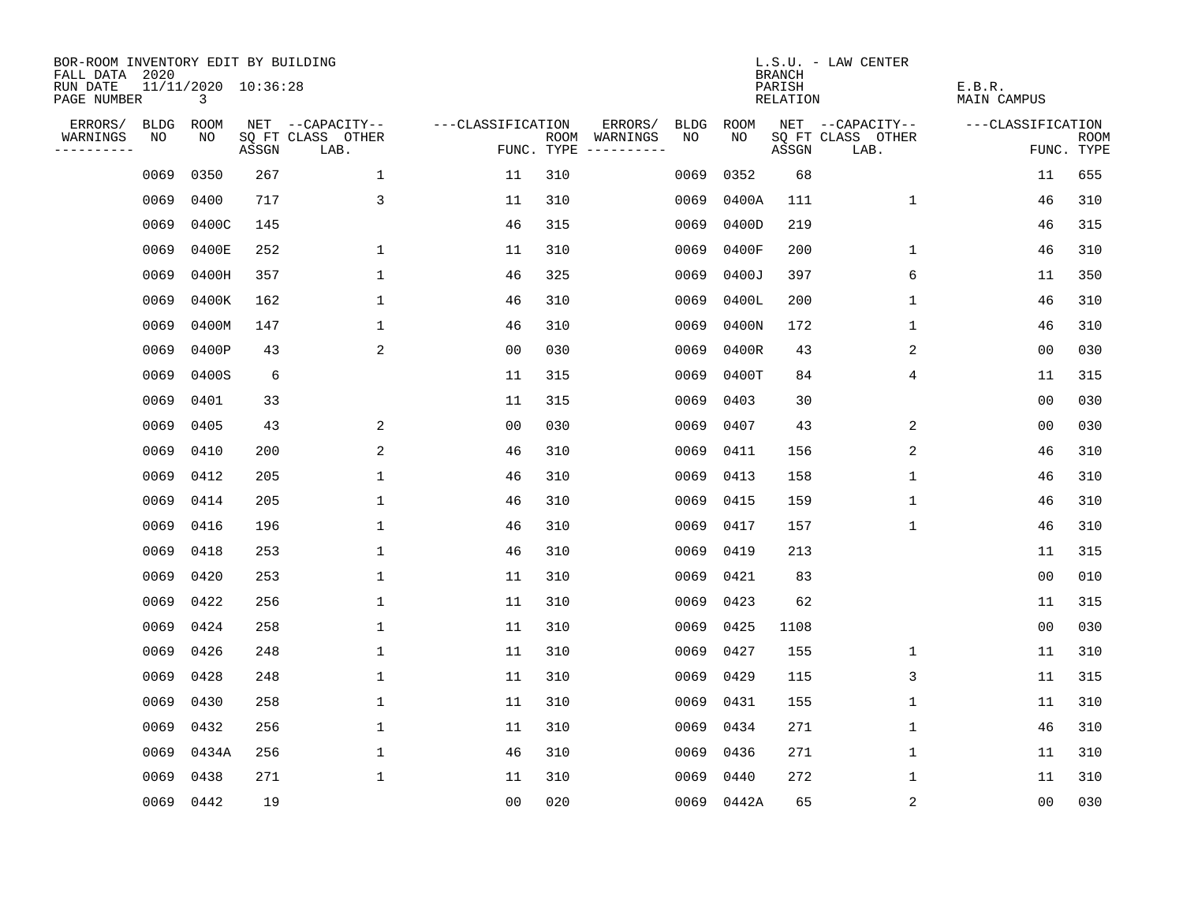BOR-ROOM INVENTORY EDIT BY BUILDING
FALL DATA 2020
RUN DATE 11/11/2020 10:36:28
PAGE NUMBER 3

L.S.U. - LAW CENTER
BRANCH
PARISH E.B.R.
RELATION MAIN CAMPUS

| ERRORS/ WARNINGS | BLDG NO | ROOM NO | NET SQ FT ASSGN | CAPACITY CLASS | CAPACITY OTHER LAB. | CLASSIFICATION FUNC. | ROOM TYPE | ERRORS/ WARNINGS | BLDG NO | ROOM NO | NET SQ FT ASSGN | CAPACITY CLASS | CAPACITY OTHER LAB. | CLASSIFICATION FUNC. | ROOM TYPE |
|---|---|---|---|---|---|---|---|---|---|---|---|---|---|---|---|
| | 0069 | 0350 | 267 | | 1 | 11 | 310 | | 0069 | 0352 | 68 | | | 11 | 655 |
| | 0069 | 0400 | 717 | | 3 | 11 | 310 | | 0069 | 0400A | 111 | | 1 | 46 | 310 |
| | 0069 | 0400C | 145 | | | 46 | 315 | | 0069 | 0400D | 219 | | | 46 | 315 |
| | 0069 | 0400E | 252 | | 1 | 11 | 310 | | 0069 | 0400F | 200 | | 1 | 46 | 310 |
| | 0069 | 0400H | 357 | | 1 | 46 | 325 | | 0069 | 0400J | 397 | | 6 | 11 | 350 |
| | 0069 | 0400K | 162 | | 1 | 46 | 310 | | 0069 | 0400L | 200 | | 1 | 46 | 310 |
| | 0069 | 0400M | 147 | | 1 | 46 | 310 | | 0069 | 0400N | 172 | | 1 | 46 | 310 |
| | 0069 | 0400P | 43 | | 2 | 00 | 030 | | 0069 | 0400R | 43 | | 2 | 00 | 030 |
| | 0069 | 0400S | 6 | | | 11 | 315 | | 0069 | 0400T | 84 | | 4 | 11 | 315 |
| | 0069 | 0401 | 33 | | | 11 | 315 | | 0069 | 0403 | 30 | | | 00 | 030 |
| | 0069 | 0405 | 43 | | 2 | 00 | 030 | | 0069 | 0407 | 43 | | 2 | 00 | 030 |
| | 0069 | 0410 | 200 | | 2 | 46 | 310 | | 0069 | 0411 | 156 | | 2 | 46 | 310 |
| | 0069 | 0412 | 205 | | 1 | 46 | 310 | | 0069 | 0413 | 158 | | 1 | 46 | 310 |
| | 0069 | 0414 | 205 | | 1 | 46 | 310 | | 0069 | 0415 | 159 | | 1 | 46 | 310 |
| | 0069 | 0416 | 196 | | 1 | 46 | 310 | | 0069 | 0417 | 157 | | 1 | 46 | 310 |
| | 0069 | 0418 | 253 | | 1 | 46 | 310 | | 0069 | 0419 | 213 | | | 11 | 315 |
| | 0069 | 0420 | 253 | | 1 | 11 | 310 | | 0069 | 0421 | 83 | | | 00 | 010 |
| | 0069 | 0422 | 256 | | 1 | 11 | 310 | | 0069 | 0423 | 62 | | | 11 | 315 |
| | 0069 | 0424 | 258 | | 1 | 11 | 310 | | 0069 | 0425 | 1108 | | | 00 | 030 |
| | 0069 | 0426 | 248 | | 1 | 11 | 310 | | 0069 | 0427 | 155 | | 1 | 11 | 310 |
| | 0069 | 0428 | 248 | | 1 | 11 | 310 | | 0069 | 0429 | 115 | | 3 | 11 | 315 |
| | 0069 | 0430 | 258 | | 1 | 11 | 310 | | 0069 | 0431 | 155 | | 1 | 11 | 310 |
| | 0069 | 0432 | 256 | | 1 | 11 | 310 | | 0069 | 0434 | 271 | | 1 | 46 | 310 |
| | 0069 | 0434A | 256 | | 1 | 46 | 310 | | 0069 | 0436 | 271 | | 1 | 11 | 310 |
| | 0069 | 0438 | 271 | | 1 | 11 | 310 | | 0069 | 0440 | 272 | | 1 | 11 | 310 |
| | 0069 | 0442 | 19 | | | 00 | 020 | | 0069 | 0442A | 65 | | 2 | 00 | 030 |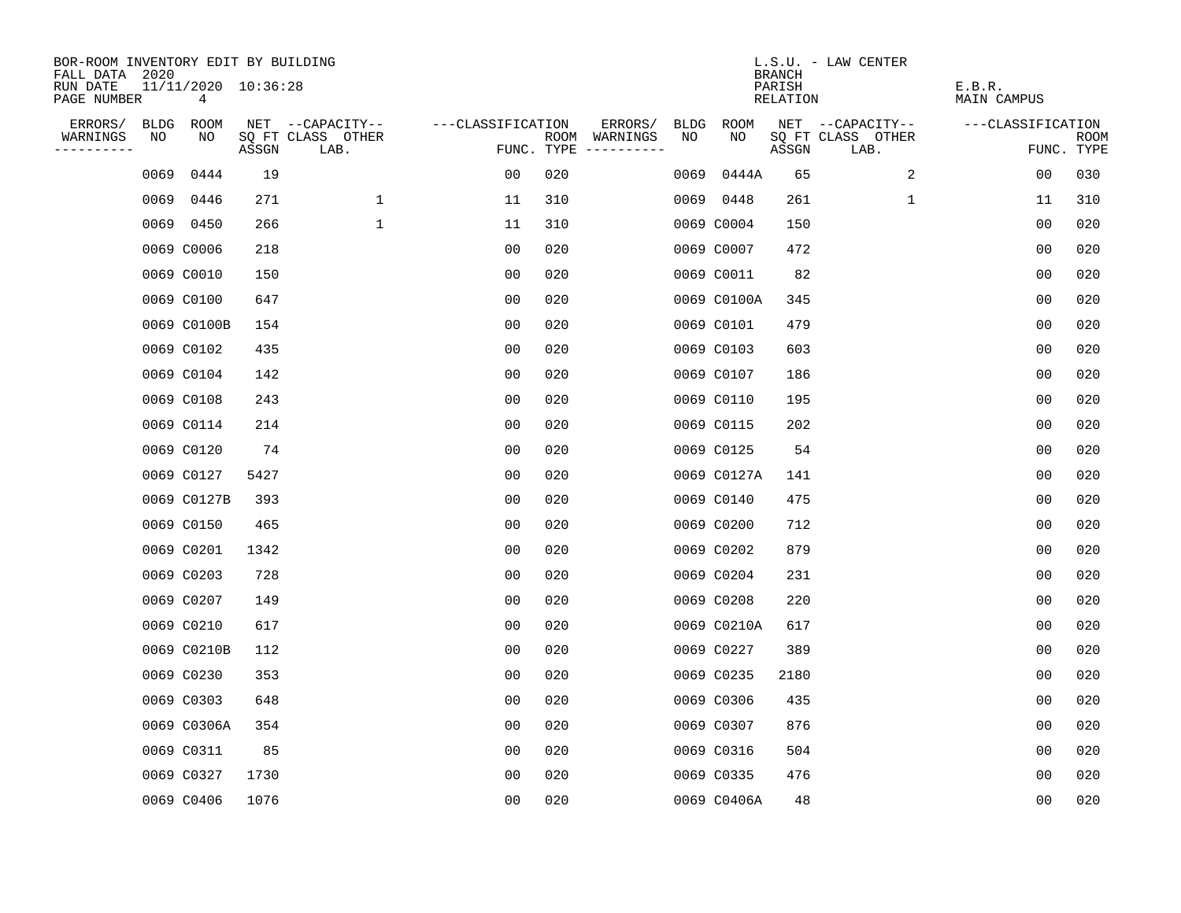BOR-ROOM INVENTORY EDIT BY BUILDING
FALL DATA 2020
RUN DATE 11/11/2020 10:36:28
PAGE NUMBER 4

L.S.U. - LAW CENTER
BRANCH
PARISH E.B.R.
RELATION MAIN CAMPUS

| ERRORS/ WARNINGS | BLDG NO | ROOM NO | NET SQ FT ASSGN | CAPACITY CLASS LAB. | CAPACITY OTHER | CLASSIFICATION FUNC. | ROOM TYPE | ERRORS/ WARNINGS | BLDG NO | ROOM NO | NET SQ FT ASSGN | CAPACITY CLASS LAB. | CAPACITY OTHER | CLASSIFICATION FUNC. | ROOM TYPE |
|---|---|---|---|---|---|---|---|---|---|---|---|---|---|---|---|
| | 0069 | 0444 | 19 | | | 00 | 020 | | 0069 | 0444A | 65 | | 2 | 00 | 030 |
| | 0069 | 0446 | 271 | | 1 | 11 | 310 | | 0069 | 0448 | 261 | | 1 | 11 | 310 |
| | 0069 | 0450 | 266 | | 1 | 11 | 310 | | 0069 | C0004 | 150 | | | 00 | 020 |
| | 0069 | C0006 | 218 | | | 00 | 020 | | 0069 | C0007 | 472 | | | 00 | 020 |
| | 0069 | C0010 | 150 | | | 00 | 020 | | 0069 | C0011 | 82 | | | 00 | 020 |
| | 0069 | C0100 | 647 | | | 00 | 020 | | 0069 | C0100A | 345 | | | 00 | 020 |
| | 0069 | C0100B | 154 | | | 00 | 020 | | 0069 | C0101 | 479 | | | 00 | 020 |
| | 0069 | C0102 | 435 | | | 00 | 020 | | 0069 | C0103 | 603 | | | 00 | 020 |
| | 0069 | C0104 | 142 | | | 00 | 020 | | 0069 | C0107 | 186 | | | 00 | 020 |
| | 0069 | C0108 | 243 | | | 00 | 020 | | 0069 | C0110 | 195 | | | 00 | 020 |
| | 0069 | C0114 | 214 | | | 00 | 020 | | 0069 | C0115 | 202 | | | 00 | 020 |
| | 0069 | C0120 | 74 | | | 00 | 020 | | 0069 | C0125 | 54 | | | 00 | 020 |
| | 0069 | C0127 | 5427 | | | 00 | 020 | | 0069 | C0127A | 141 | | | 00 | 020 |
| | 0069 | C0127B | 393 | | | 00 | 020 | | 0069 | C0140 | 475 | | | 00 | 020 |
| | 0069 | C0150 | 465 | | | 00 | 020 | | 0069 | C0200 | 712 | | | 00 | 020 |
| | 0069 | C0201 | 1342 | | | 00 | 020 | | 0069 | C0202 | 879 | | | 00 | 020 |
| | 0069 | C0203 | 728 | | | 00 | 020 | | 0069 | C0204 | 231 | | | 00 | 020 |
| | 0069 | C0207 | 149 | | | 00 | 020 | | 0069 | C0208 | 220 | | | 00 | 020 |
| | 0069 | C0210 | 617 | | | 00 | 020 | | 0069 | C0210A | 617 | | | 00 | 020 |
| | 0069 | C0210B | 112 | | | 00 | 020 | | 0069 | C0227 | 389 | | | 00 | 020 |
| | 0069 | C0230 | 353 | | | 00 | 020 | | 0069 | C0235 | 2180 | | | 00 | 020 |
| | 0069 | C0303 | 648 | | | 00 | 020 | | 0069 | C0306 | 435 | | | 00 | 020 |
| | 0069 | C0306A | 354 | | | 00 | 020 | | 0069 | C0307 | 876 | | | 00 | 020 |
| | 0069 | C0311 | 85 | | | 00 | 020 | | 0069 | C0316 | 504 | | | 00 | 020 |
| | 0069 | C0327 | 1730 | | | 00 | 020 | | 0069 | C0335 | 476 | | | 00 | 020 |
| | 0069 | C0406 | 1076 | | | 00 | 020 | | 0069 | C0406A | 48 | | | 00 | 020 |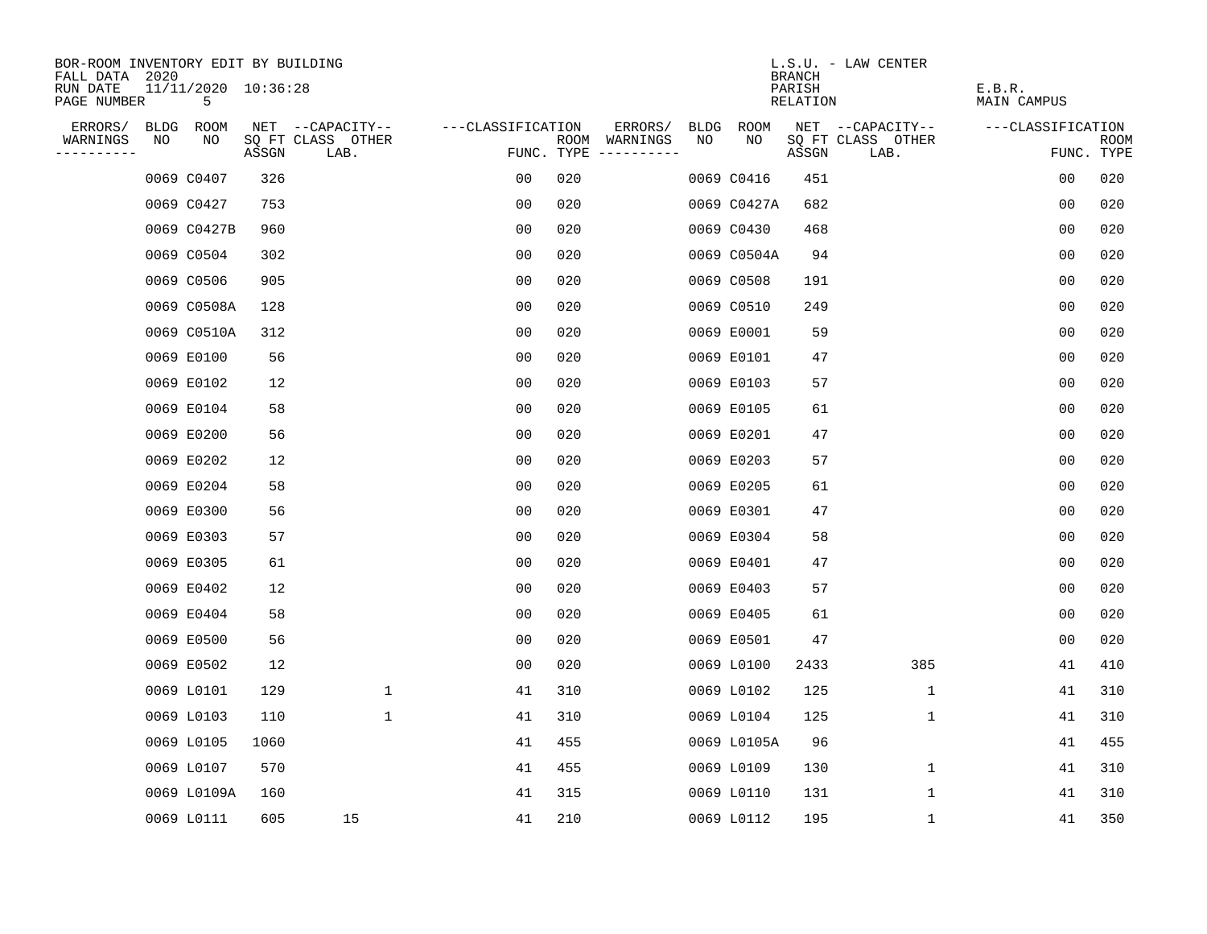BOR-ROOM INVENTORY EDIT BY BUILDING
FALL DATA 2020
RUN DATE 11/11/2020 10:36:28
PAGE NUMBER 5

L.S.U. - LAW CENTER
BRANCH
PARISH E.B.R.
RELATION MAIN CAMPUS

| ERRORS/ WARNINGS | BLDG NO | ROOM NO | NET SQ FT ASSGN | CAPACITY CLASS LAB. | CAPACITY OTHER | CLASSIFICATION FUNC. | ROOM TYPE | ERRORS/ WARNINGS | BLDG NO | ROOM NO | NET SQ FT ASSGN | CAPACITY CLASS LAB. | CAPACITY OTHER | CLASSIFICATION FUNC. | ROOM TYPE |
|---|---|---|---|---|---|---|---|---|---|---|---|---|---|---|---|
| | 0069 | C0407 | 326 | | | 00 | 020 | | 0069 | C0416 | 451 | | | 00 | 020 |
| | 0069 | C0427 | 753 | | | 00 | 020 | | 0069 | C0427A | 682 | | | 00 | 020 |
| | 0069 | C0427B | 960 | | | 00 | 020 | | 0069 | C0430 | 468 | | | 00 | 020 |
| | 0069 | C0504 | 302 | | | 00 | 020 | | 0069 | C0504A | 94 | | | 00 | 020 |
| | 0069 | C0506 | 905 | | | 00 | 020 | | 0069 | C0508 | 191 | | | 00 | 020 |
| | 0069 | C0508A | 128 | | | 00 | 020 | | 0069 | C0510 | 249 | | | 00 | 020 |
| | 0069 | C0510A | 312 | | | 00 | 020 | | 0069 | E0001 | 59 | | | 00 | 020 |
| | 0069 | E0100 | 56 | | | 00 | 020 | | 0069 | E0101 | 47 | | | 00 | 020 |
| | 0069 | E0102 | 12 | | | 00 | 020 | | 0069 | E0103 | 57 | | | 00 | 020 |
| | 0069 | E0104 | 58 | | | 00 | 020 | | 0069 | E0105 | 61 | | | 00 | 020 |
| | 0069 | E0200 | 56 | | | 00 | 020 | | 0069 | E0201 | 47 | | | 00 | 020 |
| | 0069 | E0202 | 12 | | | 00 | 020 | | 0069 | E0203 | 57 | | | 00 | 020 |
| | 0069 | E0204 | 58 | | | 00 | 020 | | 0069 | E0205 | 61 | | | 00 | 020 |
| | 0069 | E0300 | 56 | | | 00 | 020 | | 0069 | E0301 | 47 | | | 00 | 020 |
| | 0069 | E0303 | 57 | | | 00 | 020 | | 0069 | E0304 | 58 | | | 00 | 020 |
| | 0069 | E0305 | 61 | | | 00 | 020 | | 0069 | E0401 | 47 | | | 00 | 020 |
| | 0069 | E0402 | 12 | | | 00 | 020 | | 0069 | E0403 | 57 | | | 00 | 020 |
| | 0069 | E0404 | 58 | | | 00 | 020 | | 0069 | E0405 | 61 | | | 00 | 020 |
| | 0069 | E0500 | 56 | | | 00 | 020 | | 0069 | E0501 | 47 | | | 00 | 020 |
| | 0069 | E0502 | 12 | | | 00 | 020 | | 0069 | L0100 | 2433 | | 385 | 41 | 410 |
| | 0069 | L0101 | 129 | | 1 | 41 | 310 | | 0069 | L0102 | 125 | | 1 | 41 | 310 |
| | 0069 | L0103 | 110 | | 1 | 41 | 310 | | 0069 | L0104 | 125 | | 1 | 41 | 310 |
| | 0069 | L0105 | 1060 | | | 41 | 455 | | 0069 | L0105A | 96 | | | 41 | 455 |
| | 0069 | L0107 | 570 | | | 41 | 455 | | 0069 | L0109 | 130 | | 1 | 41 | 310 |
| | 0069 | L0109A | 160 | | | 41 | 315 | | 0069 | L0110 | 131 | | 1 | 41 | 310 |
| | 0069 | L0111 | 605 | 15 | | 41 | 210 | | 0069 | L0112 | 195 | | 1 | 41 | 350 |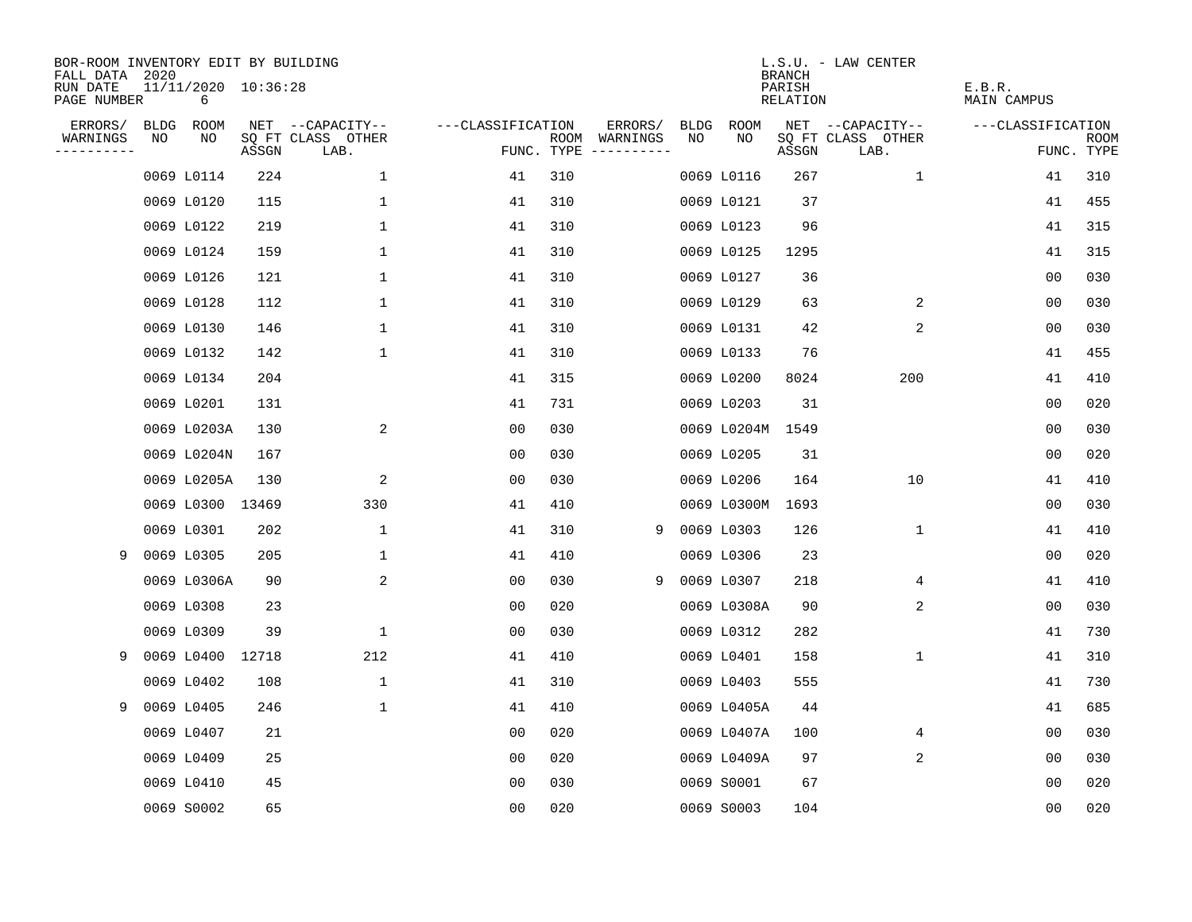BOR-ROOM INVENTORY EDIT BY BUILDING
FALL DATA 2020
RUN DATE 11/11/2020 10:36:28
PAGE NUMBER 6

L.S.U. - LAW CENTER
BRANCH
PARISH E.B.R.
RELATION MAIN CAMPUS

| ERRORS/ WARNINGS | BLDG NO | ROOM NO | NET SQ FT ASSGN | CAPACITY CLASS LAB. | CAPACITY OTHER | CLASSIFICATION FUNC. | ROOM TYPE | ERRORS/ WARNINGS | BLDG NO | ROOM NO | NET SQ FT ASSGN | CAPACITY CLASS LAB. | CAPACITY OTHER | CLASSIFICATION FUNC. | ROOM TYPE |
|---|---|---|---|---|---|---|---|---|---|---|---|---|---|---|---|
| | 0069 | L0114 | 224 | | 1 | 41 | 310 | | 0069 | L0116 | 267 | | 1 | 41 | 310 |
| | 0069 | L0120 | 115 | | 1 | 41 | 310 | | 0069 | L0121 | 37 | | | 41 | 455 |
| | 0069 | L0122 | 219 | | 1 | 41 | 310 | | 0069 | L0123 | 96 | | | 41 | 315 |
| | 0069 | L0124 | 159 | | 1 | 41 | 310 | | 0069 | L0125 | 1295 | | | 41 | 315 |
| | 0069 | L0126 | 121 | | 1 | 41 | 310 | | 0069 | L0127 | 36 | | | 00 | 030 |
| | 0069 | L0128 | 112 | | 1 | 41 | 310 | | 0069 | L0129 | 63 | | 2 | 00 | 030 |
| | 0069 | L0130 | 146 | | 1 | 41 | 310 | | 0069 | L0131 | 42 | | 2 | 00 | 030 |
| | 0069 | L0132 | 142 | | 1 | 41 | 310 | | 0069 | L0133 | 76 | | | 41 | 455 |
| | 0069 | L0134 | 204 | | | 41 | 315 | | 0069 | L0200 | 8024 | | 200 | 41 | 410 |
| | 0069 | L0201 | 131 | | | 41 | 731 | | 0069 | L0203 | 31 | | | 00 | 020 |
| | 0069 | L0203A | 130 | | 2 | 00 | 030 | | 0069 | L0204M | 1549 | | | 00 | 030 |
| | 0069 | L0204N | 167 | | | 00 | 030 | | 0069 | L0205 | 31 | | | 00 | 020 |
| | 0069 | L0205A | 130 | | 2 | 00 | 030 | | 0069 | L0206 | 164 | | 10 | 41 | 410 |
| | 0069 | L0300 | 13469 | | 330 | 41 | 410 | | 0069 | L0300M | 1693 | | | 00 | 030 |
| | 0069 | L0301 | 202 | | 1 | 41 | 310 | 9 | 0069 | L0303 | 126 | | 1 | 41 | 410 |
| 9 | 0069 | L0305 | 205 | | 1 | 41 | 410 | | 0069 | L0306 | 23 | | | 00 | 020 |
| | 0069 | L0306A | 90 | | 2 | 00 | 030 | 9 | 0069 | L0307 | 218 | | 4 | 41 | 410 |
| | 0069 | L0308 | 23 | | | 00 | 020 | | 0069 | L0308A | 90 | | 2 | 00 | 030 |
| | 0069 | L0309 | 39 | | 1 | 00 | 030 | | 0069 | L0312 | 282 | | | 41 | 730 |
| 9 | 0069 | L0400 | 12718 | | 212 | 41 | 410 | | 0069 | L0401 | 158 | | 1 | 41 | 310 |
| | 0069 | L0402 | 108 | | 1 | 41 | 310 | | 0069 | L0403 | 555 | | | 41 | 730 |
| 9 | 0069 | L0405 | 246 | | 1 | 41 | 410 | | 0069 | L0405A | 44 | | | 41 | 685 |
| | 0069 | L0407 | 21 | | | 00 | 020 | | 0069 | L0407A | 100 | | 4 | 00 | 030 |
| | 0069 | L0409 | 25 | | | 00 | 020 | | 0069 | L0409A | 97 | | 2 | 00 | 030 |
| | 0069 | L0410 | 45 | | | 00 | 030 | | 0069 | S0001 | 67 | | | 00 | 020 |
| | 0069 | S0002 | 65 | | | 00 | 020 | | 0069 | S0003 | 104 | | | 00 | 020 |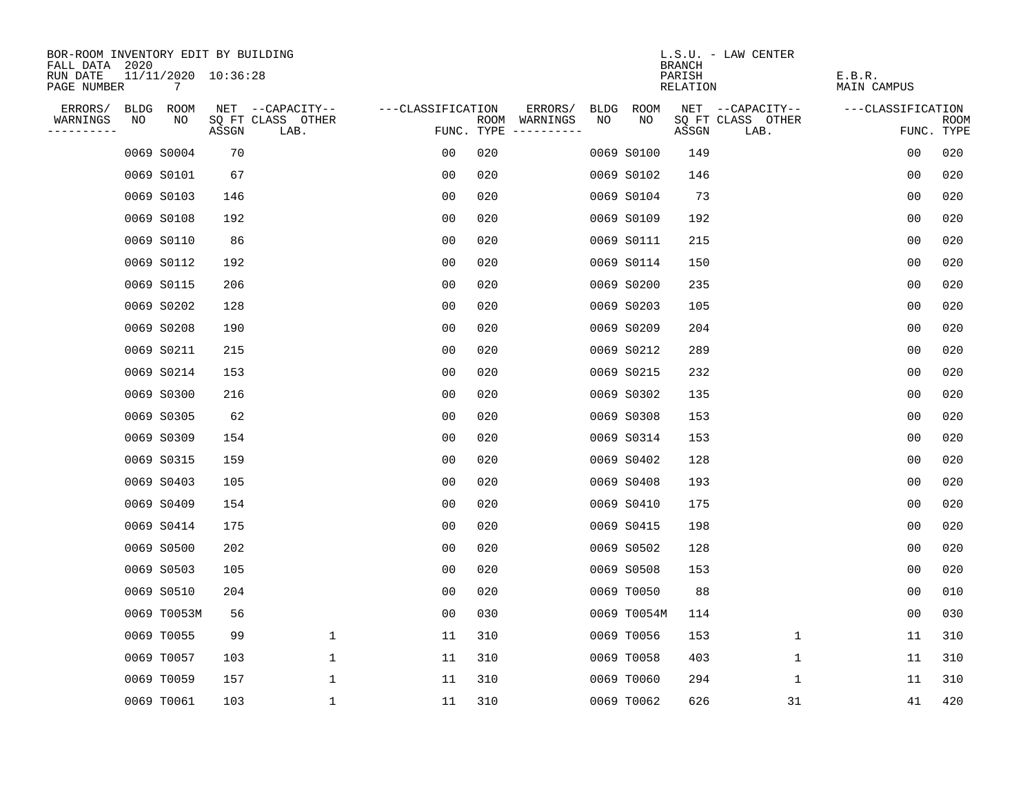BOR-ROOM INVENTORY EDIT BY BUILDING
FALL DATA 2020
RUN DATE 11/11/2020 10:36:28
PAGE NUMBER 7

L.S.U. - LAW CENTER
BRANCH
PARISH E.B.R.
RELATION MAIN CAMPUS

| ERRORS/ WARNINGS | BLDG NO | ROOM NO | NET SQ FT ASSGN | CAPACITY CLASS LAB. | CAPACITY OTHER | CLASSIFICATION FUNC. | ROOM TYPE | ERRORS/ WARNINGS | BLDG NO | ROOM NO | NET SQ FT ASSGN | CAPACITY CLASS LAB. | CAPACITY OTHER | CLASSIFICATION FUNC. | ROOM TYPE |
|---|---|---|---|---|---|---|---|---|---|---|---|---|---|---|---|
| | 0069 | S0004 | 70 | | | 00 | 020 | | 0069 | S0100 | 149 | | | 00 | 020 |
| | 0069 | S0101 | 67 | | | 00 | 020 | | 0069 | S0102 | 146 | | | 00 | 020 |
| | 0069 | S0103 | 146 | | | 00 | 020 | | 0069 | S0104 | 73 | | | 00 | 020 |
| | 0069 | S0108 | 192 | | | 00 | 020 | | 0069 | S0109 | 192 | | | 00 | 020 |
| | 0069 | S0110 | 86 | | | 00 | 020 | | 0069 | S0111 | 215 | | | 00 | 020 |
| | 0069 | S0112 | 192 | | | 00 | 020 | | 0069 | S0114 | 150 | | | 00 | 020 |
| | 0069 | S0115 | 206 | | | 00 | 020 | | 0069 | S0200 | 235 | | | 00 | 020 |
| | 0069 | S0202 | 128 | | | 00 | 020 | | 0069 | S0203 | 105 | | | 00 | 020 |
| | 0069 | S0208 | 190 | | | 00 | 020 | | 0069 | S0209 | 204 | | | 00 | 020 |
| | 0069 | S0211 | 215 | | | 00 | 020 | | 0069 | S0212 | 289 | | | 00 | 020 |
| | 0069 | S0214 | 153 | | | 00 | 020 | | 0069 | S0215 | 232 | | | 00 | 020 |
| | 0069 | S0300 | 216 | | | 00 | 020 | | 0069 | S0302 | 135 | | | 00 | 020 |
| | 0069 | S0305 | 62 | | | 00 | 020 | | 0069 | S0308 | 153 | | | 00 | 020 |
| | 0069 | S0309 | 154 | | | 00 | 020 | | 0069 | S0314 | 153 | | | 00 | 020 |
| | 0069 | S0315 | 159 | | | 00 | 020 | | 0069 | S0402 | 128 | | | 00 | 020 |
| | 0069 | S0403 | 105 | | | 00 | 020 | | 0069 | S0408 | 193 | | | 00 | 020 |
| | 0069 | S0409 | 154 | | | 00 | 020 | | 0069 | S0410 | 175 | | | 00 | 020 |
| | 0069 | S0414 | 175 | | | 00 | 020 | | 0069 | S0415 | 198 | | | 00 | 020 |
| | 0069 | S0500 | 202 | | | 00 | 020 | | 0069 | S0502 | 128 | | | 00 | 020 |
| | 0069 | S0503 | 105 | | | 00 | 020 | | 0069 | S0508 | 153 | | | 00 | 020 |
| | 0069 | S0510 | 204 | | | 00 | 020 | | 0069 | T0050 | 88 | | | 00 | 010 |
| | 0069 | T0053M | 56 | | | 00 | 030 | | 0069 | T0054M | 114 | | | 00 | 030 |
| | 0069 | T0055 | 99 | | 1 | 11 | 310 | | 0069 | T0056 | 153 | | 1 | 11 | 310 |
| | 0069 | T0057 | 103 | | 1 | 11 | 310 | | 0069 | T0058 | 403 | | 1 | 11 | 310 |
| | 0069 | T0059 | 157 | | 1 | 11 | 310 | | 0069 | T0060 | 294 | | 1 | 11 | 310 |
| | 0069 | T0061 | 103 | | 1 | 11 | 310 | | 0069 | T0062 | 626 | | 31 | 41 | 420 |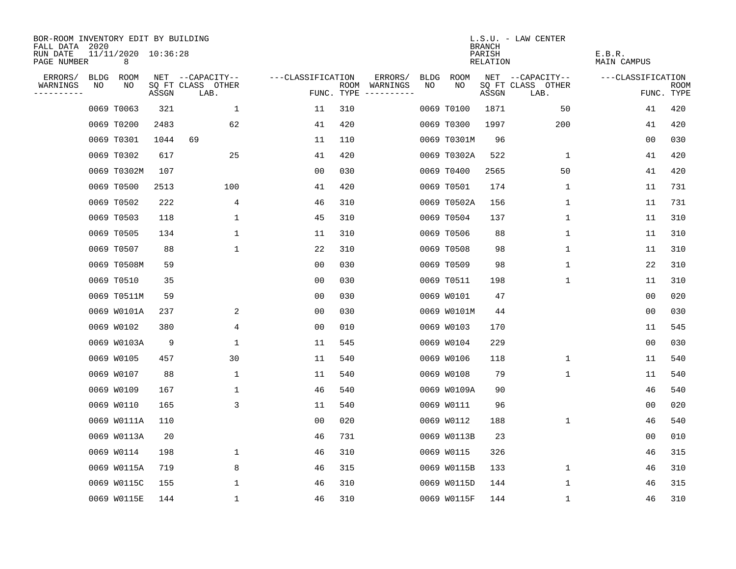BOR-ROOM INVENTORY EDIT BY BUILDING
FALL DATA 2020
RUN DATE 11/11/2020 10:36:28
PAGE NUMBER 8

L.S.U. - LAW CENTER
BRANCH
PARISH E.B.R.
RELATION MAIN CAMPUS

| ERRORS/ WARNINGS | BLDG NO | ROOM NO | NET SQ FT ASSGN | CAPACITY CLASS | CAPACITY OTHER LAB. | CLASSIFICATION FUNC. | ROOM TYPE | ERRORS/ WARNINGS | BLDG NO | ROOM NO | NET SQ FT ASSGN | CAPACITY CLASS | CAPACITY OTHER LAB. | CLASSIFICATION FUNC. | ROOM TYPE |
|---|---|---|---|---|---|---|---|---|---|---|---|---|---|---|---|
| | 0069 | T0063 | 321 | | 1 | 11 | 310 | | 0069 | T0100 | 1871 | | 50 | 41 | 420 |
| | 0069 | T0200 | 2483 | | 62 | 41 | 420 | | 0069 | T0300 | 1997 | | 200 | 41 | 420 |
| | 0069 | T0301 | 1044 | 69 | | 11 | 110 | | 0069 | T0301M | 96 | | | 00 | 030 |
| | 0069 | T0302 | 617 | | 25 | 41 | 420 | | 0069 | T0302A | 522 | | 1 | 41 | 420 |
| | 0069 | T0302M | 107 | | | 00 | 030 | | 0069 | T0400 | 2565 | | 50 | 41 | 420 |
| | 0069 | T0500 | 2513 | | 100 | 41 | 420 | | 0069 | T0501 | 174 | | 1 | 11 | 731 |
| | 0069 | T0502 | 222 | | 4 | 46 | 310 | | 0069 | T0502A | 156 | | 1 | 11 | 731 |
| | 0069 | T0503 | 118 | | 1 | 45 | 310 | | 0069 | T0504 | 137 | | 1 | 11 | 310 |
| | 0069 | T0505 | 134 | | 1 | 11 | 310 | | 0069 | T0506 | 88 | | 1 | 11 | 310 |
| | 0069 | T0507 | 88 | | 1 | 22 | 310 | | 0069 | T0508 | 98 | | 1 | 11 | 310 |
| | 0069 | T0508M | 59 | | | 00 | 030 | | 0069 | T0509 | 98 | | 1 | 22 | 310 |
| | 0069 | T0510 | 35 | | | 00 | 030 | | 0069 | T0511 | 198 | | 1 | 11 | 310 |
| | 0069 | T0511M | 59 | | | 00 | 030 | | 0069 | W0101 | 47 | | | 00 | 020 |
| | 0069 | W0101A | 237 | | 2 | 00 | 030 | | 0069 | W0101M | 44 | | | 00 | 030 |
| | 0069 | W0102 | 380 | | 4 | 00 | 010 | | 0069 | W0103 | 170 | | | 11 | 545 |
| | 0069 | W0103A | 9 | | 1 | 11 | 545 | | 0069 | W0104 | 229 | | | 00 | 030 |
| | 0069 | W0105 | 457 | | 30 | 11 | 540 | | 0069 | W0106 | 118 | | 1 | 11 | 540 |
| | 0069 | W0107 | 88 | | 1 | 11 | 540 | | 0069 | W0108 | 79 | | 1 | 11 | 540 |
| | 0069 | W0109 | 167 | | 1 | 46 | 540 | | 0069 | W0109A | 90 | | | 46 | 540 |
| | 0069 | W0110 | 165 | | 3 | 11 | 540 | | 0069 | W0111 | 96 | | | 00 | 020 |
| | 0069 | W0111A | 110 | | | 00 | 020 | | 0069 | W0112 | 188 | | 1 | 46 | 540 |
| | 0069 | W0113A | 20 | | | 46 | 731 | | 0069 | W0113B | 23 | | | 00 | 010 |
| | 0069 | W0114 | 198 | | 1 | 46 | 310 | | 0069 | W0115 | 326 | | | 46 | 315 |
| | 0069 | W0115A | 719 | | 8 | 46 | 315 | | 0069 | W0115B | 133 | | 1 | 46 | 310 |
| | 0069 | W0115C | 155 | | 1 | 46 | 310 | | 0069 | W0115D | 144 | | 1 | 46 | 315 |
| | 0069 | W0115E | 144 | | 1 | 46 | 310 | | 0069 | W0115F | 144 | | 1 | 46 | 310 |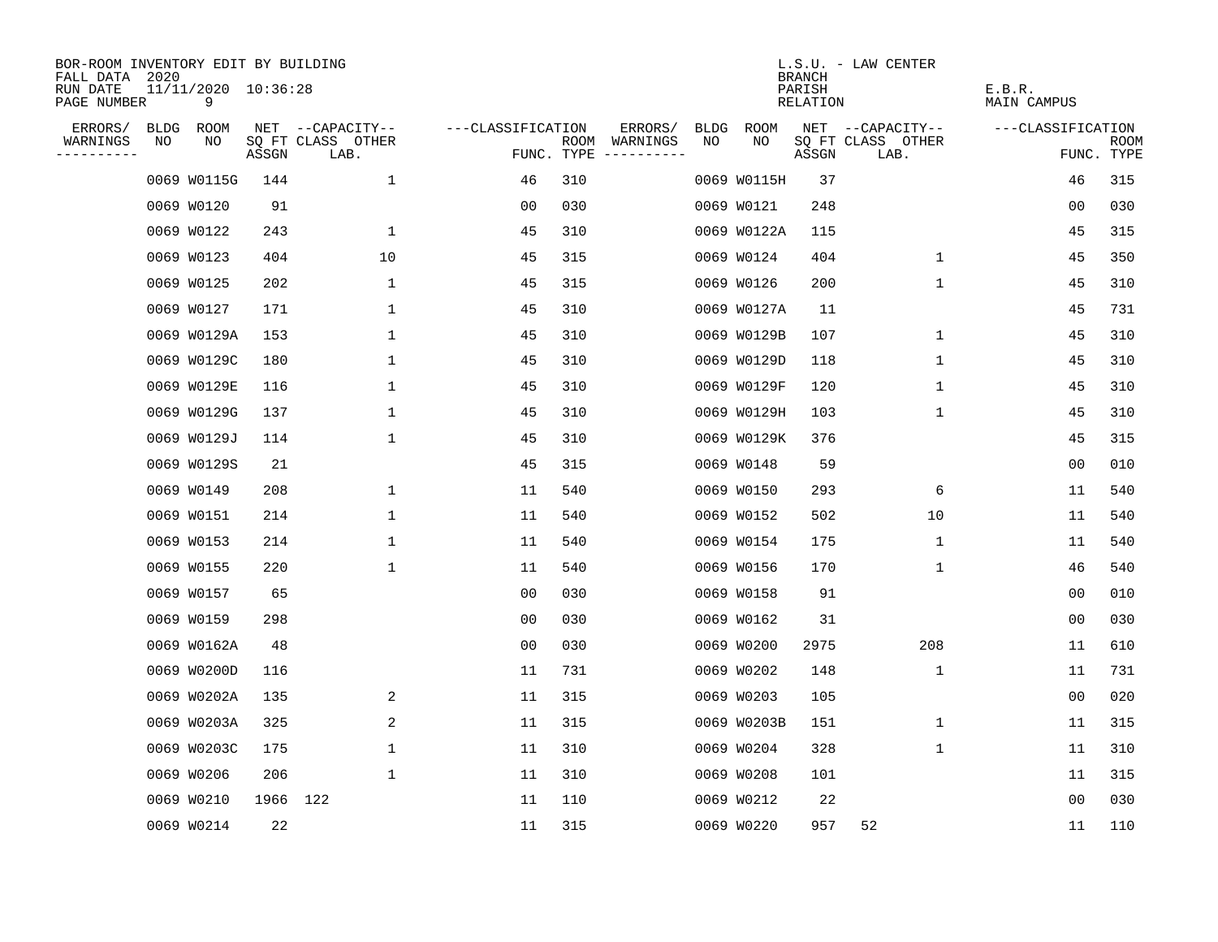BOR-ROOM INVENTORY EDIT BY BUILDING
FALL DATA 2020
RUN DATE 11/11/2020 10:36:28
PAGE NUMBER 9

L.S.U. - LAW CENTER
BRANCH
PARISH E.B.R.
RELATION MAIN CAMPUS

| ERRORS/ WARNINGS | BLDG NO | ROOM NO | NET SQ FT ASSGN | --CAPACITY-- CLASS | OTHER LAB. | ---CLASSIFICATION FUNC. | ROOM TYPE | ERRORS/ WARNINGS | BLDG NO | ROOM NO | NET SQ FT ASSGN | --CAPACITY-- CLASS | OTHER LAB. | ---CLASSIFICATION FUNC. | ROOM TYPE |
|---|---|---|---|---|---|---|---|---|---|---|---|---|---|---|---|
| | 0069 | W0115G | 144 | | 1 | 46 | 310 | | 0069 | W0115H | 37 | | | 46 | 315 |
| | 0069 | W0120 | 91 | | | 00 | 030 | | 0069 | W0121 | 248 | | | 00 | 030 |
| | 0069 | W0122 | 243 | | 1 | 45 | 310 | | 0069 | W0122A | 115 | | | 45 | 315 |
| | 0069 | W0123 | 404 | | 10 | 45 | 315 | | 0069 | W0124 | 404 | | 1 | 45 | 350 |
| | 0069 | W0125 | 202 | | 1 | 45 | 315 | | 0069 | W0126 | 200 | | 1 | 45 | 310 |
| | 0069 | W0127 | 171 | | 1 | 45 | 310 | | 0069 | W0127A | 11 | | | 45 | 731 |
| | 0069 | W0129A | 153 | | 1 | 45 | 310 | | 0069 | W0129B | 107 | | 1 | 45 | 310 |
| | 0069 | W0129C | 180 | | 1 | 45 | 310 | | 0069 | W0129D | 118 | | 1 | 45 | 310 |
| | 0069 | W0129E | 116 | | 1 | 45 | 310 | | 0069 | W0129F | 120 | | 1 | 45 | 310 |
| | 0069 | W0129G | 137 | | 1 | 45 | 310 | | 0069 | W0129H | 103 | | 1 | 45 | 310 |
| | 0069 | W0129J | 114 | | 1 | 45 | 310 | | 0069 | W0129K | 376 | | | 45 | 315 |
| | 0069 | W0129S | 21 | | | 45 | 315 | | 0069 | W0148 | 59 | | | 00 | 010 |
| | 0069 | W0149 | 208 | | 1 | 11 | 540 | | 0069 | W0150 | 293 | | 6 | 11 | 540 |
| | 0069 | W0151 | 214 | | 1 | 11 | 540 | | 0069 | W0152 | 502 | | 10 | 11 | 540 |
| | 0069 | W0153 | 214 | | 1 | 11 | 540 | | 0069 | W0154 | 175 | | 1 | 11 | 540 |
| | 0069 | W0155 | 220 | | 1 | 11 | 540 | | 0069 | W0156 | 170 | | 1 | 46 | 540 |
| | 0069 | W0157 | 65 | | | 00 | 030 | | 0069 | W0158 | 91 | | | 00 | 010 |
| | 0069 | W0159 | 298 | | | 00 | 030 | | 0069 | W0162 | 31 | | | 00 | 030 |
| | 0069 | W0162A | 48 | | | 00 | 030 | | 0069 | W0200 | 2975 | | 208 | 11 | 610 |
| | 0069 | W0200D | 116 | | | 11 | 731 | | 0069 | W0202 | 148 | | 1 | 11 | 731 |
| | 0069 | W0202A | 135 | | 2 | 11 | 315 | | 0069 | W0203 | 105 | | | 00 | 020 |
| | 0069 | W0203A | 325 | | 2 | 11 | 315 | | 0069 | W0203B | 151 | | 1 | 11 | 315 |
| | 0069 | W0203C | 175 | | 1 | 11 | 310 | | 0069 | W0204 | 328 | | 1 | 11 | 310 |
| | 0069 | W0206 | 206 | | 1 | 11 | 310 | | 0069 | W0208 | 101 | | | 11 | 315 |
| | 0069 | W0210 | 1966 | 122 | | 11 | 110 | | 0069 | W0212 | 22 | | | 00 | 030 |
| | 0069 | W0214 | 22 | | | 11 | 315 | | 0069 | W0220 | 957 | 52 | | 11 | 110 |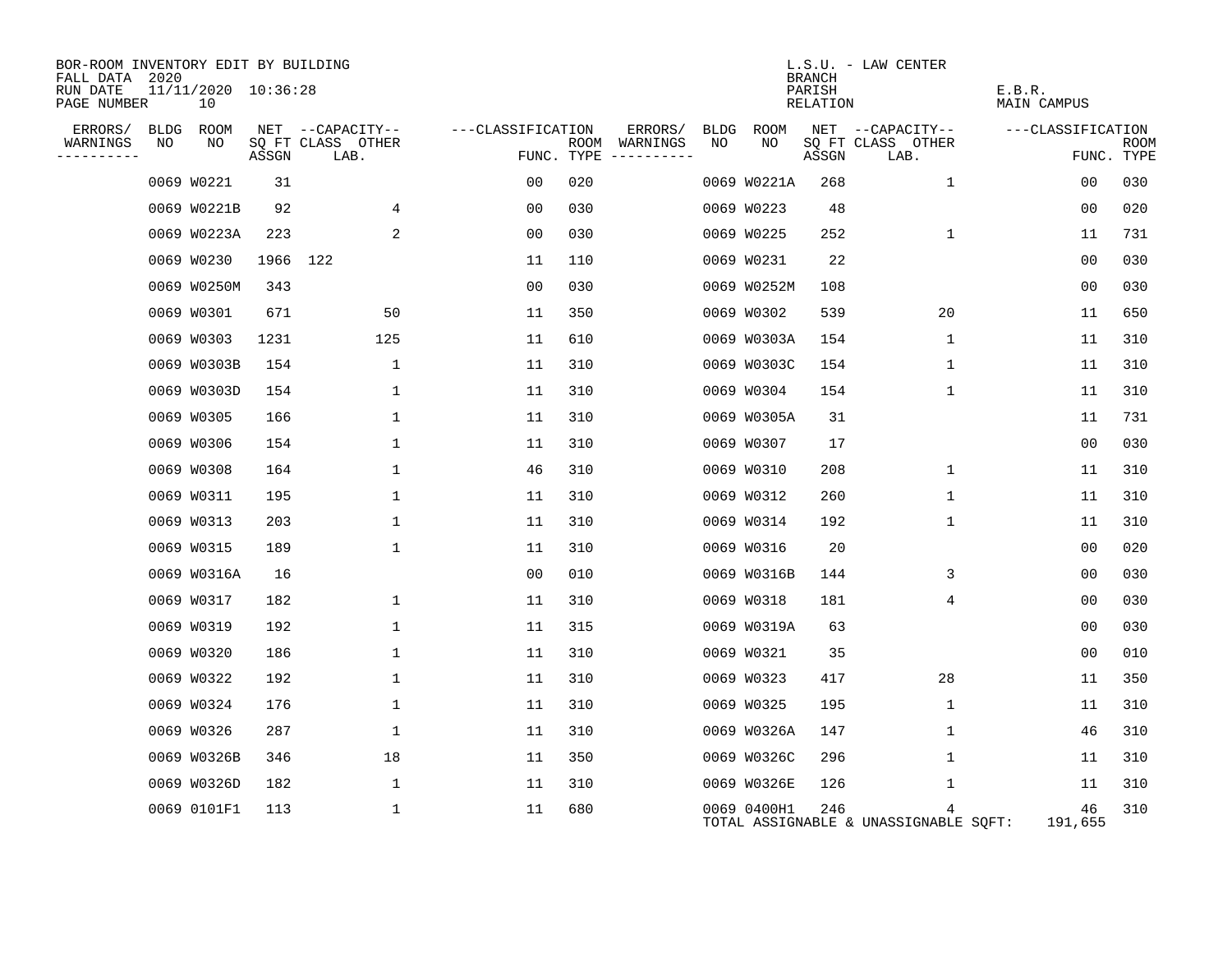BOR-ROOM INVENTORY EDIT BY BUILDING
FALL DATA 2020
RUN DATE 11/11/2020 10:36:28
PAGE NUMBER 10

L.S.U. - LAW CENTER
BRANCH
PARISH E.B.R.
RELATION MAIN CAMPUS

| ERRORS/ WARNINGS | BLDG NO | ROOM NO | NET SQ FT ASSGN | CAPACITY CLASS LAB. | CAPACITY OTHER | CLASSIFICATION FUNC. | ROOM TYPE | ERRORS/ WARNINGS | BLDG NO | ROOM NO | NET SQ FT ASSGN | CAPACITY CLASS LAB. | CAPACITY OTHER | CLASSIFICATION FUNC. | ROOM TYPE |
|---|---|---|---|---|---|---|---|---|---|---|---|---|---|---|---|
| | 0069 | W0221 | 31 | | | 00 | 020 | | 0069 | W0221A | 268 | | 1 | 00 | 030 |
| | 0069 | W0221B | 92 | | 4 | 00 | 030 | | 0069 | W0223 | 48 | | | 00 | 020 |
| | 0069 | W0223A | 223 | | 2 | 00 | 030 | | 0069 | W0225 | 252 | | 1 | 11 | 731 |
| | 0069 | W0230 | 1966 | 122 | | 11 | 110 | | 0069 | W0231 | 22 | | | 00 | 030 |
| | 0069 | W0250M | 343 | | | 00 | 030 | | 0069 | W0252M | 108 | | | 00 | 030 |
| | 0069 | W0301 | 671 | | 50 | 11 | 350 | | 0069 | W0302 | 539 | | 20 | 11 | 650 |
| | 0069 | W0303 | 1231 | | 125 | 11 | 610 | | 0069 | W0303A | 154 | | 1 | 11 | 310 |
| | 0069 | W0303B | 154 | | 1 | 11 | 310 | | 0069 | W0303C | 154 | | 1 | 11 | 310 |
| | 0069 | W0303D | 154 | | 1 | 11 | 310 | | 0069 | W0304 | 154 | | 1 | 11 | 310 |
| | 0069 | W0305 | 166 | | 1 | 11 | 310 | | 0069 | W0305A | 31 | | | 11 | 731 |
| | 0069 | W0306 | 154 | | 1 | 11 | 310 | | 0069 | W0307 | 17 | | | 00 | 030 |
| | 0069 | W0308 | 164 | | 1 | 46 | 310 | | 0069 | W0310 | 208 | | 1 | 11 | 310 |
| | 0069 | W0311 | 195 | | 1 | 11 | 310 | | 0069 | W0312 | 260 | | 1 | 11 | 310 |
| | 0069 | W0313 | 203 | | 1 | 11 | 310 | | 0069 | W0314 | 192 | | 1 | 11 | 310 |
| | 0069 | W0315 | 189 | | 1 | 11 | 310 | | 0069 | W0316 | 20 | | | 00 | 020 |
| | 0069 | W0316A | 16 | | | 00 | 010 | | 0069 | W0316B | 144 | | 3 | 00 | 030 |
| | 0069 | W0317 | 182 | | 1 | 11 | 310 | | 0069 | W0318 | 181 | | 4 | 00 | 030 |
| | 0069 | W0319 | 192 | | 1 | 11 | 315 | | 0069 | W0319A | 63 | | | 00 | 030 |
| | 0069 | W0320 | 186 | | 1 | 11 | 310 | | 0069 | W0321 | 35 | | | 00 | 010 |
| | 0069 | W0322 | 192 | | 1 | 11 | 310 | | 0069 | W0323 | 417 | | 28 | 11 | 350 |
| | 0069 | W0324 | 176 | | 1 | 11 | 310 | | 0069 | W0325 | 195 | | 1 | 11 | 310 |
| | 0069 | W0326 | 287 | | 1 | 11 | 310 | | 0069 | W0326A | 147 | | 1 | 46 | 310 |
| | 0069 | W0326B | 346 | | 18 | 11 | 350 | | 0069 | W0326C | 296 | | 1 | 11 | 310 |
| | 0069 | W0326D | 182 | | 1 | 11 | 310 | | 0069 | W0326E | 126 | | 1 | 11 | 310 |
| | 0069 | 0101F1 | 113 | | 1 | 11 | 680 | | 0069 | 0400H1 | 246 | | 4 | 46 | 310 |

TOTAL ASSIGNABLE & UNASSIGNABLE SQFT: 191,655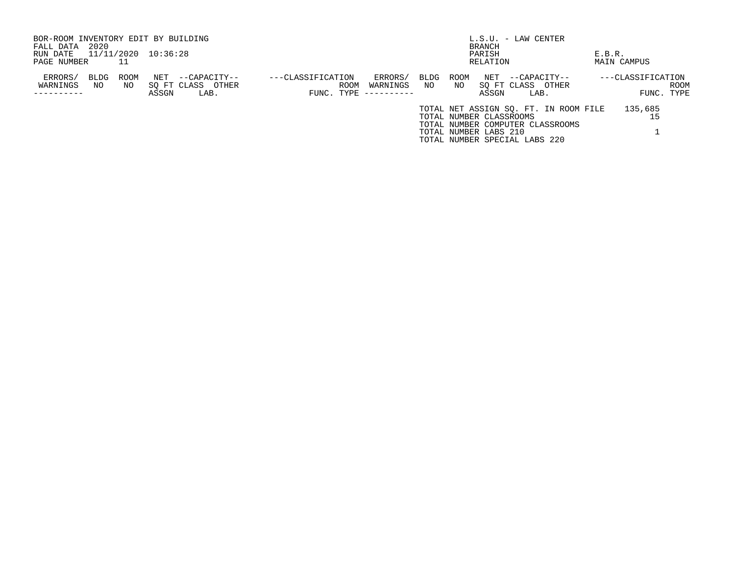BOR-ROOM INVENTORY EDIT BY BUILDING
FALL DATA 2020
RUN DATE 11/11/2020 10:36:28
PAGE NUMBER 11

L.S.U. - LAW CENTER
BRANCH
PARISH E.B.R.
RELATION MAIN CAMPUS

| ERRORS/ WARNINGS | BLDG NO | ROOM NO | NET SQ FT ASSGN | --CAPACITY-- CLASS | OTHER LAB. | ---CLASSIFICATION FUNC. | ROOM TYPE | ERRORS/ WARNINGS | BLDG NO | ROOM NO | NET SQ FT ASSGN | --CAPACITY-- CLASS | OTHER LAB. | ---CLASSIFICATION FUNC. | ROOM TYPE |
|---|---|---|---|---|---|---|---|---|---|---|---|---|---|---|---|
| ---------- | | | | | | | | ---------- | | | | | | | |

| | |
|---|---|
| TOTAL NET ASSIGN SQ. FT. IN ROOM FILE | 135,685 |
| TOTAL NUMBER CLASSROOMS | 15 |
| TOTAL NUMBER COMPUTER CLASSROOMS | |
| TOTAL NUMBER LABS 210 | 1 |
| TOTAL NUMBER SPECIAL LABS 220 | |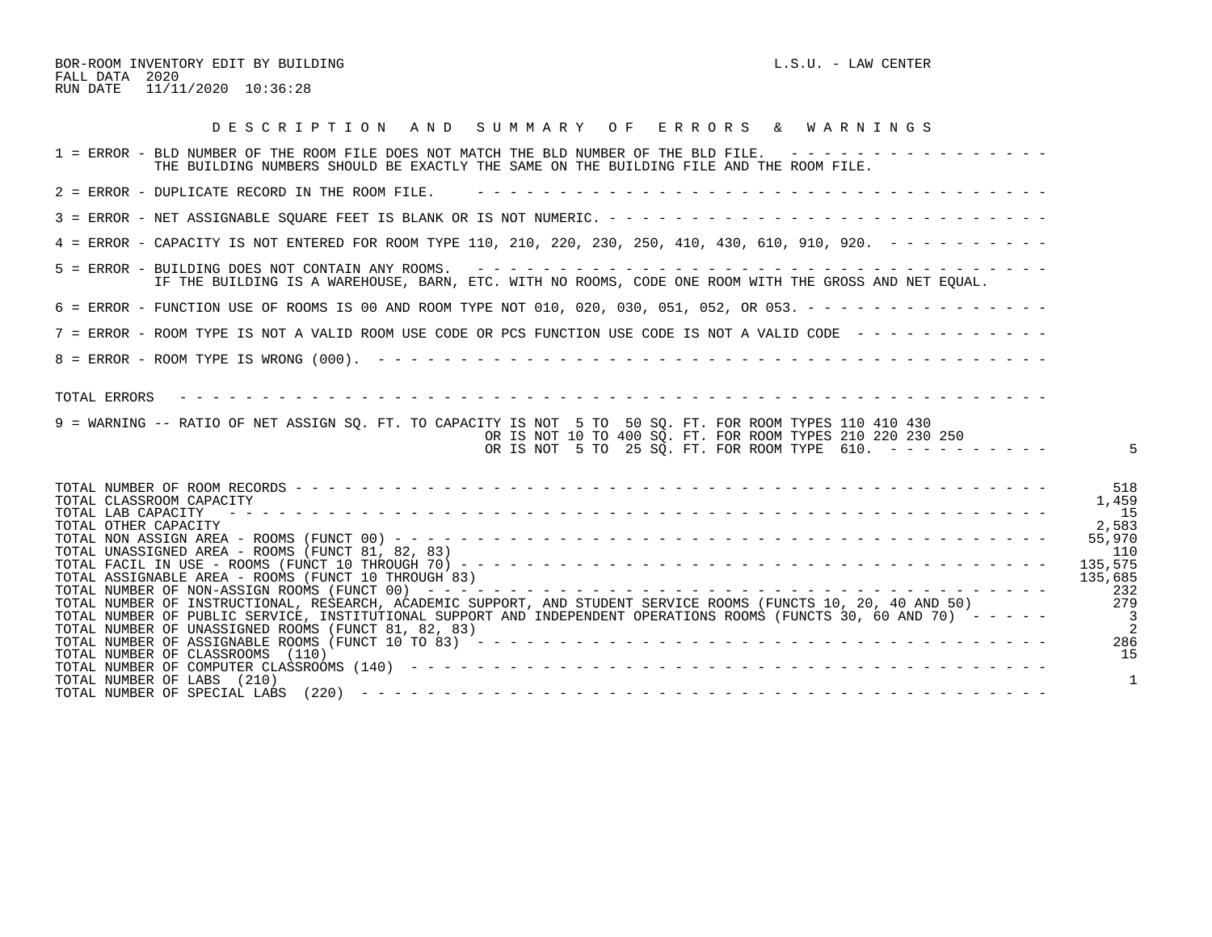BOR-ROOM INVENTORY EDIT BY BUILDING
FALL DATA 2020
RUN DATE 11/11/2020 10:36:28

L.S.U. - LAW CENTER

## D E S C R I P T I O N   A N D   S U M M A R Y   O F   E R R O R S   &   W A R N I N G S

| | |
|---|---|
| 1 = ERROR - BLD NUMBER OF THE ROOM FILE DOES NOT MATCH THE BLD NUMBER OF THE BLD FILE. THE BUILDING NUMBERS SHOULD BE EXACTLY THE SAME ON THE BUILDING FILE AND THE ROOM FILE. | |
| 2 = ERROR - DUPLICATE RECORD IN THE ROOM FILE. | |
| 3 = ERROR - NET ASSIGNABLE SQUARE FEET IS BLANK OR IS NOT NUMERIC. | |
| 4 = ERROR - CAPACITY IS NOT ENTERED FOR ROOM TYPE 110, 210, 220, 230, 250, 410, 430, 610, 910, 920. | |
| 5 = ERROR - BUILDING DOES NOT CONTAIN ANY ROOMS. IF THE BUILDING IS A WAREHOUSE, BARN, ETC. WITH NO ROOMS, CODE ONE ROOM WITH THE GROSS AND NET EQUAL. | |
| 6 = ERROR - FUNCTION USE OF ROOMS IS 00 AND ROOM TYPE NOT 010, 020, 030, 051, 052, OR 053. | |
| 7 = ERROR - ROOM TYPE IS NOT A VALID ROOM USE CODE OR PCS FUNCTION USE CODE IS NOT A VALID CODE | |
| 8 = ERROR - ROOM TYPE IS WRONG (000). | |
| TOTAL ERRORS | |
| 9 = WARNING -- RATIO OF NET ASSIGN SQ. FT. TO CAPACITY IS NOT 5 TO 50 SQ. FT. FOR ROOM TYPES 110 410 430 OR IS NOT 10 TO 400 SQ. FT. FOR ROOM TYPES 210 220 230 250 OR IS NOT 5 TO 25 SQ. FT. FOR ROOM TYPE 610. | 5 |

| | |
|---|---|
| TOTAL NUMBER OF ROOM RECORDS | 518 |
| TOTAL CLASSROOM CAPACITY | 1,459 |
| TOTAL LAB CAPACITY | 15 |
| TOTAL OTHER CAPACITY | 2,583 |
| TOTAL NON ASSIGN AREA - ROOMS (FUNCT 00) | 55,970 |
| TOTAL UNASSIGNED AREA - ROOMS (FUNCT 81, 82, 83) | 110 |
| TOTAL FACIL IN USE - ROOMS (FUNCT 10 THROUGH 70) | 135,575 |
| TOTAL ASSIGNABLE AREA - ROOMS (FUNCT 10 THROUGH 83) | 135,685 |
| TOTAL NUMBER OF NON-ASSIGN ROOMS (FUNCT 00) | 232 |
| TOTAL NUMBER OF INSTRUCTIONAL, RESEARCH, ACADEMIC SUPPORT, AND STUDENT SERVICE ROOMS (FUNCTS 10, 20, 40 AND 50) | 279 |
| TOTAL NUMBER OF PUBLIC SERVICE, INSTITUTIONAL SUPPORT AND INDEPENDENT OPERATIONS ROOMS (FUNCTS 30, 60 AND 70) | 3 |
| TOTAL NUMBER OF UNASSIGNED ROOMS (FUNCT 81, 82, 83) | 2 |
| TOTAL NUMBER OF ASSIGNABLE ROOMS (FUNCT 10 TO 83) | 286 |
| TOTAL NUMBER OF CLASSROOMS (110) | 15 |
| TOTAL NUMBER OF COMPUTER CLASSROOMS (140) | |
| TOTAL NUMBER OF LABS (210) | 1 |
| TOTAL NUMBER OF SPECIAL LABS (220) | |